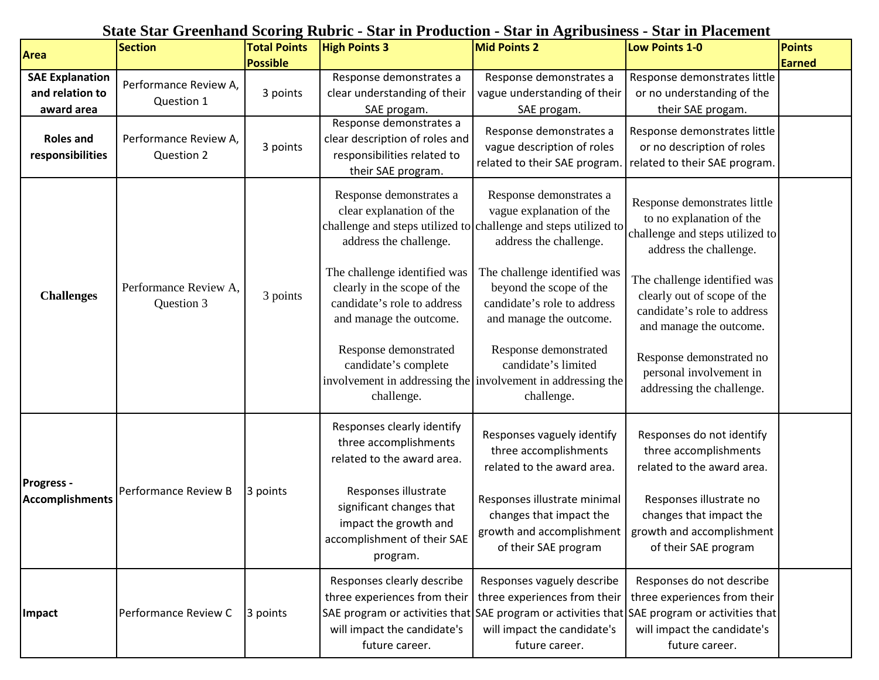# State Star Greenhand Scoring Rubric - Star in Production - Star in Agribusiness - Star in Placement

| Area | Section | Total Points Possible | High Points 3 | Mid Points 2 | Low Points 1-0 | Points Earned |
|---|---|---|---|---|---|---|
| **SAE Explanation and relation to award area** | Performance Review A, Question 1 | 3 points | Response demonstrates a clear understanding of their SAE progam. | Response demonstrates a vague understanding of their SAE progam. | Response demonstrates little or no understanding of the their SAE progam. | |
| **Roles and responsibilities** | Performance Review A, Question 2 | 3 points | Response demonstrates a clear description of roles and responsibilities related to their SAE program. | Response demonstrates a vague description of roles related to their SAE program. | Response demonstrates little or no description of roles related to their SAE program. | |
| **Challenges** | Performance Review A, Question 3 | 3 points | Response demonstrates a clear explanation of the challenge and steps utilized to address the challenge.<br><br>The challenge identified was clearly in the scope of the candidate's role to address and manage the outcome.<br><br>Response demonstrated candidate's complete involvement in addressing the challenge. | Response demonstrates a vague explanation of the challenge and steps utilized to address the challenge.<br><br>The challenge identified was beyond the scope of the candidate's role to address and manage the outcome.<br><br>Response demonstrated candidate's limited involvement in addressing the challenge. | Response demonstrates little to no explanation of the challenge and steps utilized to address the challenge.<br><br>The challenge identified was clearly out of scope of the candidate's role to address and manage the outcome.<br><br>Response demonstrated no personal involvement in addressing the challenge. | |
| **Progress - Accomplishments** | Performance Review B | 3 points | Responses clearly identify three accomplishments related to the award area.<br><br>Responses illustrate significant changes that impact the growth and accomplishment of their SAE program. | Responses vaguely identify three accomplishments related to the award area.<br><br>Responses illustrate minimal changes that impact the growth and accomplishment of their SAE program | Responses do not identify three accomplishments related to the award area.<br><br>Responses illustrate no changes that impact the growth and accomplishment of their SAE program | |
| **Impact** | Performance Review C | 3 points | Responses clearly describe three experiences from their SAE program or activities that will impact the candidate's future career. | Responses vaguely describe three experiences from their SAE program or activities that will impact the candidate's future career. | Responses do not describe three experiences from their SAE program or activities that will impact the candidate's future career. | |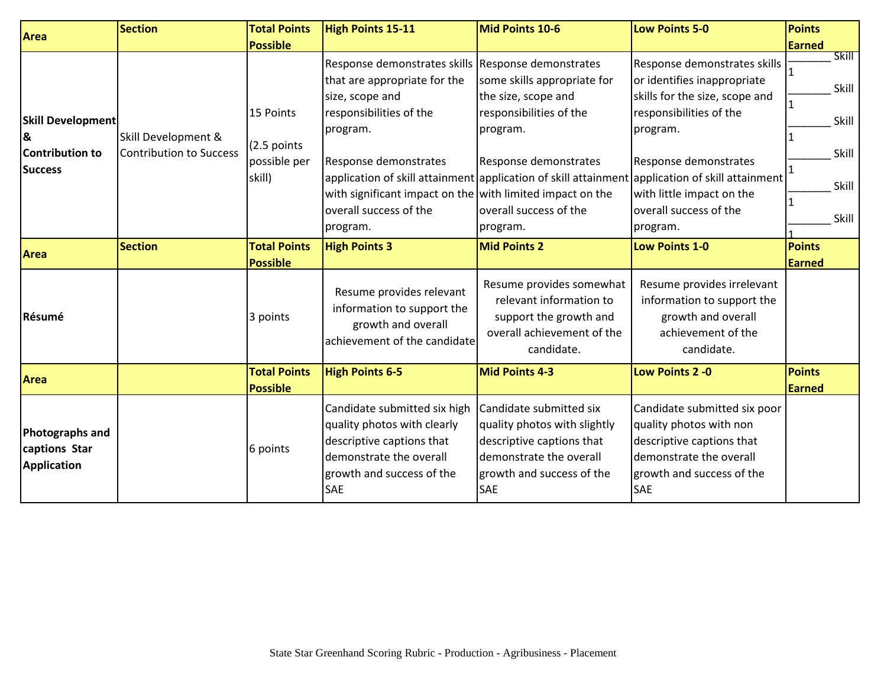| **Area** | **Section** | **Total Points Possible** | **High Points 15-11** | **Mid Points 10-6** | **Low Points 5-0** | **Points Earned** |
|---|---|---|---|---|---|---|
| **Skill Development & Contribution to Success** | Skill Development & Contribution to Success | 15 Points<br><br>(2.5 points possible per skill) | Response demonstrates skills that are appropriate for the size, scope and responsibilities of the program.<br><br>Response demonstrates application of skill attainment with significant impact on the overall success of the program. | Response demonstrates some skills appropriate for the size, scope and responsibilities of the program.<br><br>Response demonstrates application of skill attainment with limited impact on the overall success of the program. | Response demonstrates skills or identifies inappropriate skills for the size, scope and responsibilities of the program.<br><br>Response demonstrates application of skill attainment with little impact on the overall success of the program. | _______ Skill 1<br>_______ Skill 1<br>_______ Skill 1<br>_______ Skill 1<br>_______ Skill 1<br>_______ Skill 1 |
| **Area** | **Section** | **Total Points Possible** | **High Points 3** | **Mid Points 2** | **Low Points 1-0** | **Points Earned** |
| **Résumé** | | 3 points | Resume provides relevant information to support the growth and overall achievement of the candidate | Resume provides somewhat relevant information to support the growth and overall achievement of the candidate. | Resume provides irrelevant information to support the growth and overall achievement of the candidate. | |
| **Area** | | **Total Points Possible** | **High Points 6-5** | **Mid Points 4-3** | **Low Points 2 -0** | **Points Earned** |
| **Photographs and captions Star Application** | | 6 points | Candidate submitted six high quality photos with clearly descriptive captions that demonstrate the overall growth and success of the SAE | Candidate submitted six quality photos with slightly descriptive captions that demonstrate the overall growth and success of the SAE | Candidate submitted six poor quality photos with non descriptive captions that demonstrate the overall growth and success of the SAE | |

State Star Greenhand Scoring Rubric - Production - Agribusiness - Placement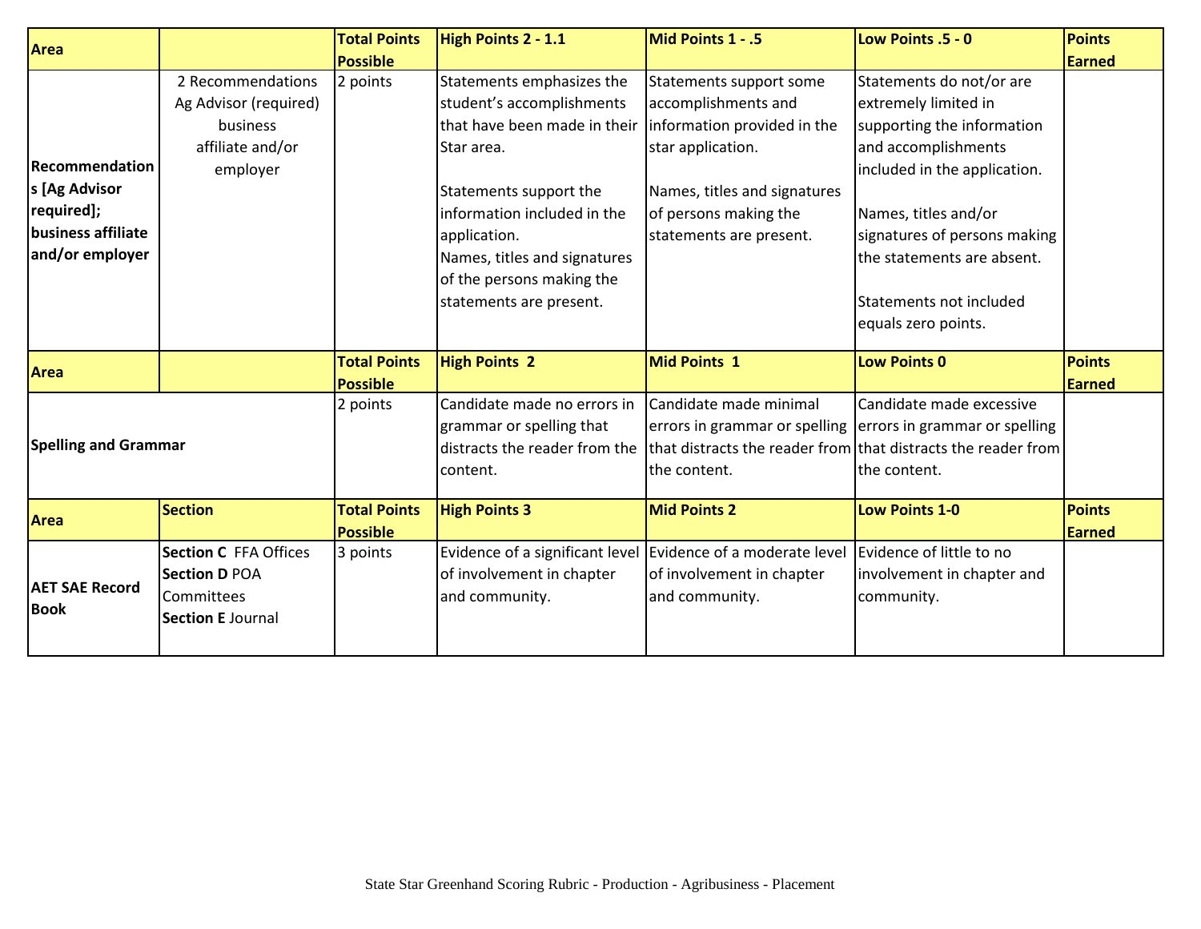| Area | | Total Points Possible | High Points 2 - 1.1 | Mid Points 1 - .5 | Low Points .5 - 0 | Points Earned |
|---|---|---|---|---|---|---|
| **Recommendations [Ag Advisor required]; business affiliate and/or employer** | 2 Recommendations Ag Advisor (required) business affiliate and/or employer | 2 points | Statements emphasizes the student's accomplishments that have been made in their Star area.<br><br>Statements support the information included in the application.<br>Names, titles and signatures of the persons making the statements are present. | Statements support some accomplishments and information provided in the star application.<br><br>Names, titles and signatures of persons making the statements are present. | Statements do not/or are extremely limited in supporting the information and accomplishments included in the application.<br><br>Names, titles and/or signatures of persons making the statements are absent.<br><br>Statements not included equals zero points. | |
| **Area** | | **Total Points Possible** | **High Points 2** | **Mid Points 1** | **Low Points 0** | **Points Earned** |
| **Spelling and Grammar** | | 2 points | Candidate made no errors in grammar or spelling that distracts the reader from the content. | Candidate made minimal errors in grammar or spelling that distracts the reader from the content. | Candidate made excessive errors in grammar or spelling that distracts the reader from the content. | |
| **Area** | **Section** | **Total Points Possible** | **High Points 3** | **Mid Points 2** | **Low Points 1-0** | **Points Earned** |
| **AET SAE Record Book** | **Section C** FFA Offices<br>**Section D** POA Committees<br>**Section E** Journal | 3 points | Evidence of a significant level of involvement in chapter and community. | Evidence of a moderate level of involvement in chapter and community. | Evidence of little to no involvement in chapter and community. | |

State Star Greenhand Scoring Rubric - Production - Agribusiness - Placement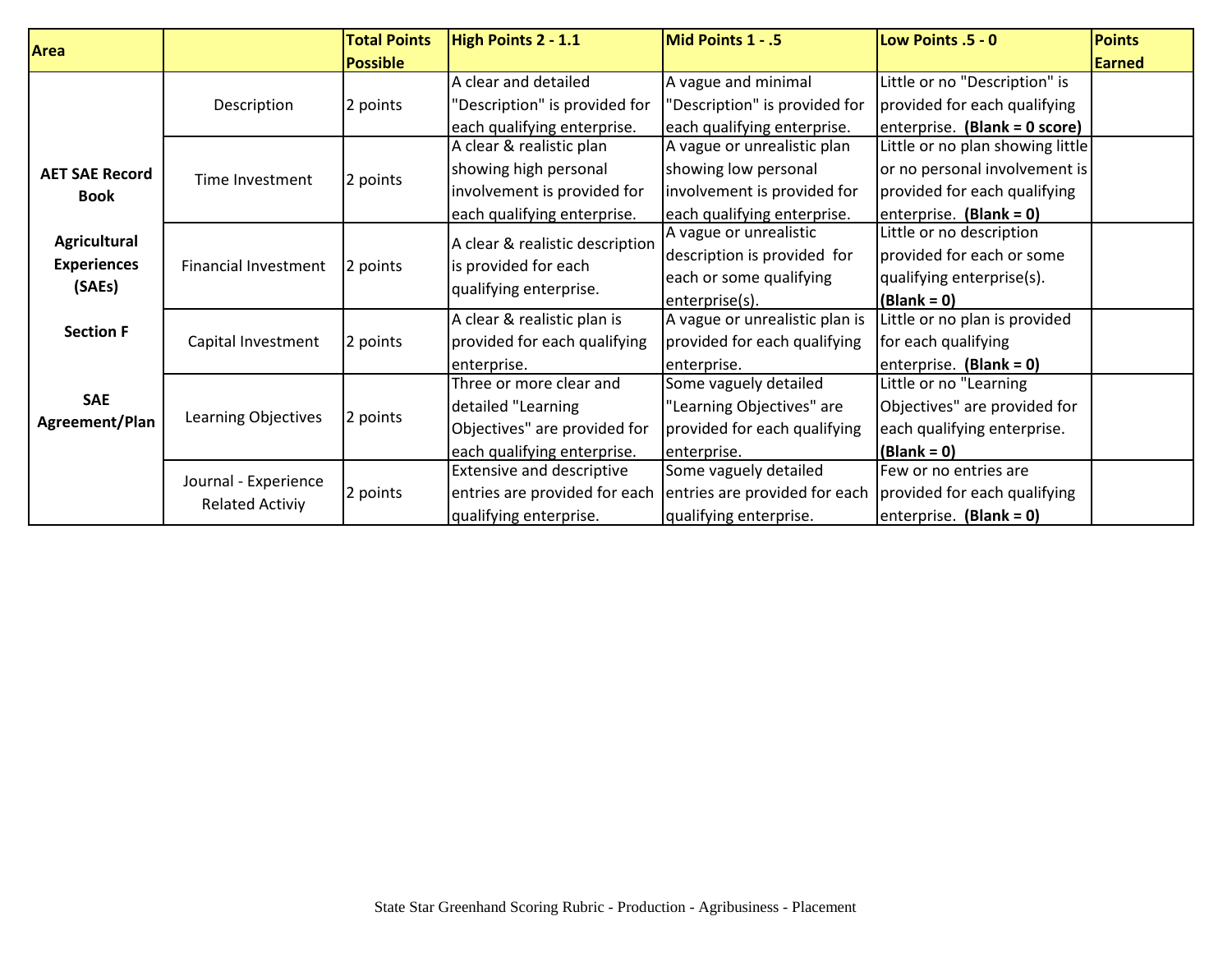| Area | | Total Points Possible | High Points 2 - 1.1 | Mid Points 1 - .5 | Low Points .5 - 0 | Points Earned |
|---|---|---|---|---|---|---|
| **AET SAE Record Book**<br><br>**Agricultural Experiences (SAEs)**<br><br>**Section F**<br><br>**SAE Agreement/Plan** | Description | 2 points | A clear and detailed "Description" is provided for each qualifying enterprise. | A vague and minimal "Description" is provided for each qualifying enterprise. | Little or no "Description" is provided for each qualifying enterprise. **(Blank = 0 score)** | |
| | Time Investment | 2 points | A clear & realistic plan showing high personal involvement is provided for each qualifying enterprise. | A vague or unrealistic plan showing low personal involvement is provided for each qualifying enterprise. | Little or no plan showing little or no personal involvement is provided for each qualifying enterprise. **(Blank = 0)** | |
| | Financial Investment | 2 points | A clear & realistic description is provided for each qualifying enterprise. | A vague or unrealistic description is provided for each or some qualifying enterprise(s). | Little or no description provided for each or some qualifying enterprise(s). **(Blank = 0)** | |
| | Capital Investment | 2 points | A clear & realistic plan is provided for each qualifying enterprise. | A vague or unrealistic plan is provided for each qualifying enterprise. | Little or no plan is provided for each qualifying enterprise. **(Blank = 0)** | |
| | Learning Objectives | 2 points | Three or more clear and detailed "Learning Objectives" are provided for each qualifying enterprise. | Some vaguely detailed "Learning Objectives" are provided for each qualifying enterprise. | Little or no "Learning Objectives" are provided for each qualifying enterprise. **(Blank = 0)** | |
| | Journal - Experience Related Activiy | 2 points | Extensive and descriptive entries are provided for each qualifying enterprise. | Some vaguely detailed entries are provided for each qualifying enterprise. | Few or no entries are provided for each qualifying enterprise. **(Blank = 0)** | |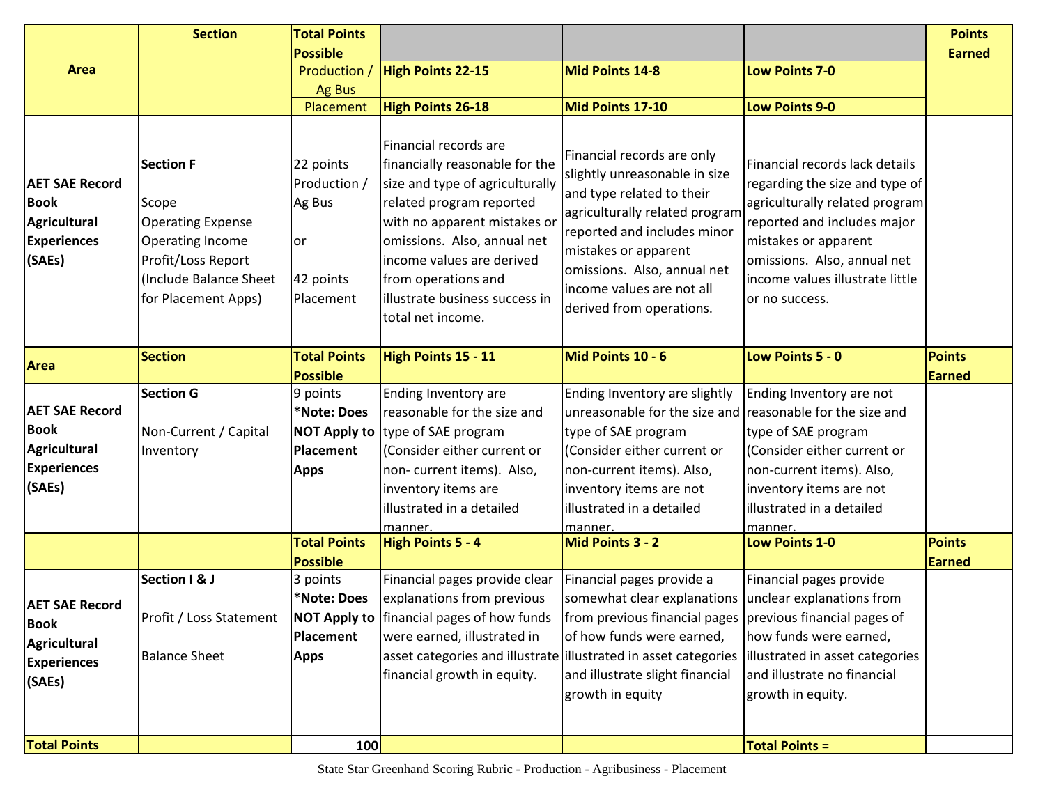| Area | Section | Total Points Possible | | | | Points Earned |
|---|---|---|---|---|---|---|
| | | Production / Ag Bus | **High Points 22-15** | **Mid Points 14-8** | **Low Points 7-0** | |
| | | Placement | **High Points 26-18** | **Mid Points 17-10** | **Low Points 9-0** | |
| **AET SAE Record Book Agricultural Experiences (SAEs)** | **Section F**<br><br>Scope<br>Operating Expense<br>Operating Income<br>Profit/Loss Report<br>(Include Balance Sheet for Placement Apps) | 22 points Production / Ag Bus<br><br>or<br><br>42 points Placement | Financial records are financially reasonable for the size and type of agriculturally related program reported with no apparent mistakes or omissions. Also, annual net income values are derived from operations and illustrate business success in total net income. | Financial records are only slightly unreasonable in size and type related to their agriculturally related program reported and includes minor mistakes or apparent omissions. Also, annual net income values are not all derived from operations. | Financial records lack details regarding the size and type of agriculturally related program reported and includes major mistakes or apparent omissions. Also, annual net income values illustrate little or no success. | |
| **Area** | **Section** | **Total Points Possible** | **High Points 15 - 11** | **Mid Points 10 - 6** | **Low Points 5 - 0** | **Points Earned** |
| **AET SAE Record Book Agricultural Experiences (SAEs)** | **Section G**<br><br>Non-Current / Capital Inventory | 9 points<br>**\*Note: Does NOT Apply to Placement Apps** | Ending Inventory are reasonable for the size and type of SAE program (Consider either current or non- current items). Also, inventory items are illustrated in a detailed manner. | Ending Inventory are slightly unreasonable for the size and type of SAE program (Consider either current or non-current items). Also, inventory items are not illustrated in a detailed manner. | Ending Inventory are not reasonable for the size and type of SAE program (Consider either current or non-current items). Also, inventory items are not illustrated in a detailed manner. | |
| | | **Total Points Possible** | **High Points 5 - 4** | **Mid Points 3 - 2** | **Low Points 1-0** | **Points Earned** |
| **AET SAE Record Book Agricultural Experiences (SAEs)** | **Section I & J**<br><br>Profit / Loss Statement<br><br>Balance Sheet | 3 points<br>**\*Note: Does NOT Apply to Placement Apps** | Financial pages provide clear explanations from previous financial pages of how funds were earned, illustrated in asset categories and illustrate financial growth in equity. | Financial pages provide a somewhat clear explanations from previous financial pages of how funds were earned, illustrated in asset categories and illustrate slight financial growth in equity | Financial pages provide unclear explanations from previous financial pages of how funds were earned, illustrated in asset categories and illustrate no financial growth in equity. | |
| **Total Points** | | 100 | | | **Total Points =** | |

State Star Greenhand Scoring Rubric - Production - Agribusiness - Placement